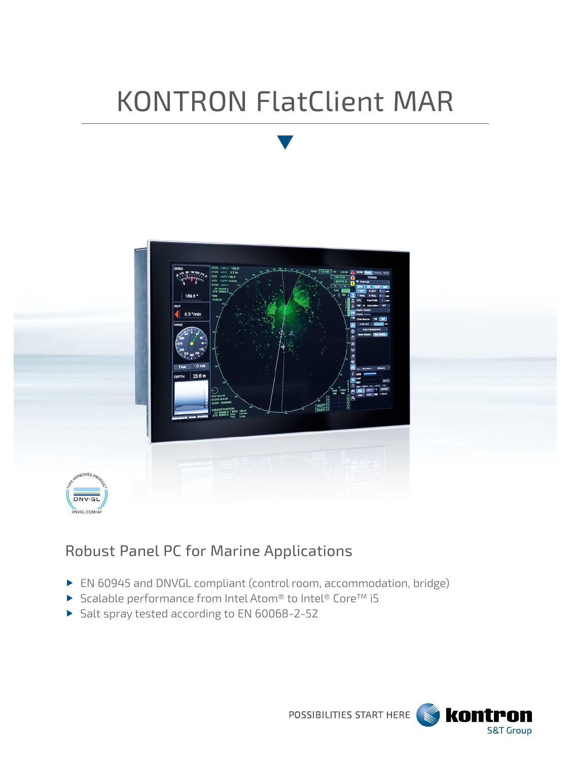# KONTRON FlatClient MAR

## Robust Panel PC for Marine Applications

- EN 60945 and DNVGL compliant (control room, accommodation, bridge)
- Scalable performance from Intel Atom® to Intel® Core™ i5
- Salt spray tested according to EN 60068-2-52

POSSIBILITIES START HERE kontron S&T Group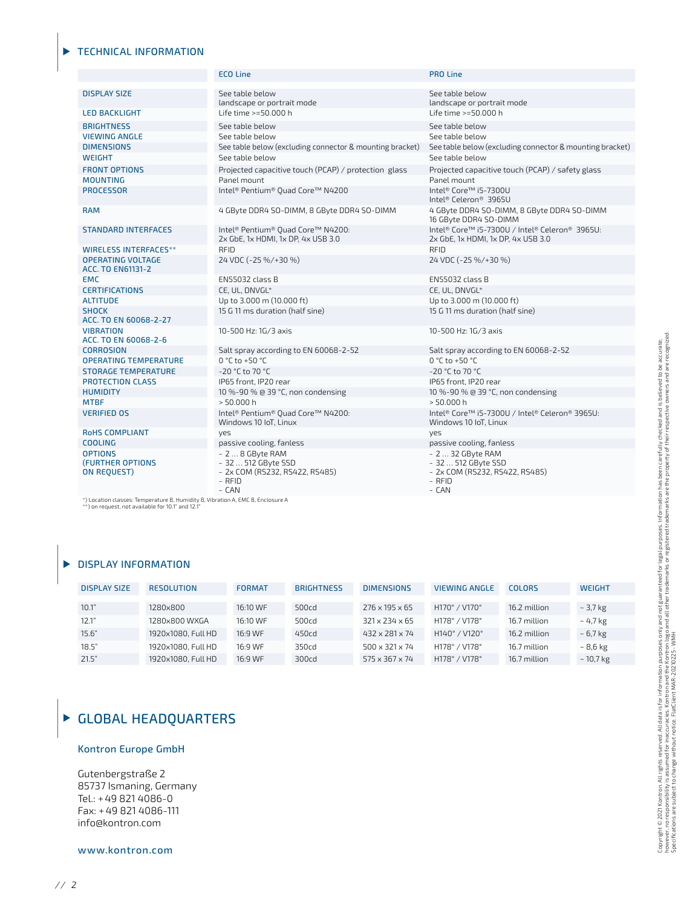## TECHNICAL INFORMATION

| | ECO Line | PRO Line |
|---|---|---|
| DISPLAY SIZE | See table below<br>landscape or portrait mode | See table below<br>landscape or portrait mode |
| LED BACKLIGHT | Life time >=50.000 h | Life time >=50.000 h |
| BRIGHTNESS | See table below | See table below |
| VIEWING ANGLE | See table below | See table below |
| DIMENSIONS | See table below (excluding connector & mounting bracket) | See table below (excluding connector & mounting bracket) |
| WEIGHT | See table below | See table below |
| FRONT OPTIONS | Projected capacitive touch (PCAP) / protection glass | Projected capacitive touch (PCAP) / safety glass |
| MOUNTING | Panel mount | Panel mount |
| PROCESSOR | Intel® Pentium® Quad Core™ N4200 | Intel® Core™ i5-7300U<br>Intel® Celeron® 3965U |
| RAM | 4 GByte DDR4 SO-DIMM, 8 GByte DDR4 SO-DIMM | 4 GByte DDR4 SO-DIMM, 8 GByte DDR4 SO-DIMM<br>16 GByte DDR4 SO-DIMM |
| STANDARD INTERFACES | Intel® Pentium® Quad Core™ N4200:<br>2x GbE, 1x HDMI, 1x DP, 4x USB 3.0 | Intel® Core™ i5-7300U / Intel® Celeron® 3965U:<br>2x GbE, 1x HDMI, 1x DP, 4x USB 3.0 |
| WIRELESS INTERFACES** | RFID | RFID |
| OPERATING VOLTAGE ACC. TO EN61131-2 | 24 VDC (-25 %/+30 %) | 24 VDC (-25 %/+30 %) |
| EMC | EN55032 class B | EN55032 class B |
| CERTIFICATIONS | CE, UL, DNVGL* | CE, UL, DNVGL* |
| ALTITUDE | Up to 3.000 m (10.000 ft) | Up to 3.000 m (10.000 ft) |
| SHOCK ACC. TO EN 60068-2-27 | 15 G 11 ms duration (half sine) | 15 G 11 ms duration (half sine) |
| VIBRATION ACC. TO EN 60068-2-6 | 10-500 Hz: 1G/3 axis | 10-500 Hz: 1G/3 axis |
| CORROSION | Salt spray according to EN 60068-2-52 | Salt spray according to EN 60068-2-52 |
| OPERATING TEMPERATURE | 0 °C to +50 °C | 0 °C to +50 °C |
| STORAGE TEMPERATURE | -20 °C to 70 °C | -20 °C to 70 °C |
| PROTECTION CLASS | IP65 front, IP20 rear | IP65 front, IP20 rear |
| HUMIDITY | 10 %-90 % @ 39 °C, non condensing | 10 %-90 % @ 39 °C, non condensing |
| MTBF | > 50.000 h | > 50.000 h |
| VERIFIED OS | Intel® Pentium® Quad Core™ N4200:<br>Windows 10 IoT, Linux | Intel® Core™ i5-7300U / Intel® Celeron® 3965U:<br>Windows 10 IoT, Linux |
| RoHS COMPLIANT | yes | yes |
| COOLING | passive cooling, fanless | passive cooling, fanless |
| OPTIONS (FURTHER OPTIONS ON REQUEST) | - 2 … 8 GByte RAM<br>- 32 … 512 GByte SSD<br>- 2x COM (RS232, RS422, RS485)<br>- RFID<br>- CAN | - 2 … 32 GByte RAM<br>- 32 … 512 GByte SSD<br>- 2x COM (RS232, RS422, RS485)<br>- RFID<br>- CAN |

*) Location classes: Temperature B, Humidity B, Vibration A, EMC B, Enclosure A
**) on request, not available for 10.1" and 12.1"

## DISPLAY INFORMATION

| DISPLAY SIZE | RESOLUTION | FORMAT | BRIGHTNESS | DIMENSIONS | VIEWING ANGLE | COLORS | WEIGHT |
|---|---|---|---|---|---|---|---|
| 10.1" | 1280x800 | 16:10 WF | 500cd | 276 x 195 x 65 | H170° / V170° | 16.2 million | ~ 3,7 kg |
| 12.1" | 1280x800 WXGA | 16:10 WF | 500cd | 321 x 234 x 65 | H178° / V178° | 16.7 million | ~ 4,7 kg |
| 15.6" | 1920x1080, Full HD | 16:9 WF | 450cd | 432 x 281 x 74 | H140° / V120° | 16.2 million | ~ 6,7 kg |
| 18.5" | 1920x1080, Full HD | 16:9 WF | 350cd | 500 x 321 x 74 | H178° / V178° | 16.7 million | ~ 8,6 kg |
| 21.5" | 1920x1080, Full HD | 16:9 WF | 300cd | 575 x 367 x 74 | H178° / V178° | 16.7 million | ~ 10,7 kg |

## GLOBAL HEADQUARTERS

### Kontron Europe GmbH

Gutenbergstraße 2
85737 Ismaning, Germany
Tel.: +49 821 4086-0
Fax: +49 821 4086-111
info@kontron.com

www.kontron.com

Copyright © 2021 Kontron. All rights reserved. All data is for information purposes only and not guaranteed for legal purposes. Information has been carefully checked and is believed to be accurate; however, no responsibility is assumed for inaccuracies. Kontron and the Kontron logo and all other trademarks or registered trademarks are the property of their respective owners and are recognized. Specifications are subject to change without notice. FlatClient MAR-20210225 - WMH